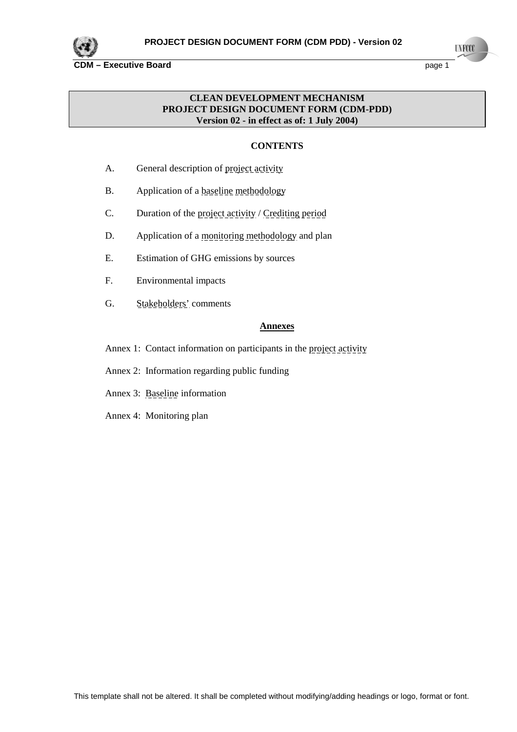**CLEAN DEVELOPMENT MECHANISM**
**PROJECT DESIGN DOCUMENT FORM (CDM-PDD)**
**Version 02 - in effect as of: 1 July 2004)**

**CONTENTS**

A. General description of project activity

B. Application of a baseline methodology

C. Duration of the project activity / Crediting period

D. Application of a monitoring methodology and plan

E. Estimation of GHG emissions by sources

F. Environmental impacts

G. Stakeholders' comments

**Annexes**

Annex 1: Contact information on participants in the project activity

Annex 2: Information regarding public funding

Annex 3: Baseline information

Annex 4: Monitoring plan

This template shall not be altered. It shall be completed without modifying/adding headings or logo, format or font.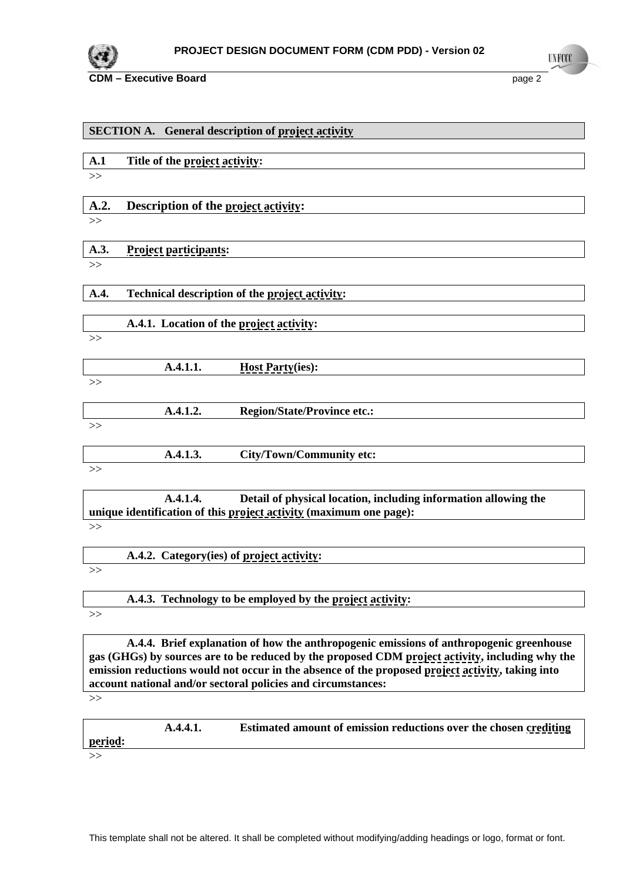## SECTION A. General description of project activity

### A.1 Title of the project activity:

>>

### A.2. Description of the project activity:

>>

### A.3. Project participants:

>>

### A.4. Technical description of the project activity:

#### A.4.1. Location of the project activity:

>>

##### A.4.1.1. Host Party(ies):

>>

##### A.4.1.2. Region/State/Province etc.:

>>

##### A.4.1.3. City/Town/Community etc:

>>

##### A.4.1.4. Detail of physical location, including information allowing the unique identification of this project activity (maximum one page):

>>

#### A.4.2. Category(ies) of project activity:

>>

#### A.4.3. Technology to be employed by the project activity:

>>

#### A.4.4. Brief explanation of how the anthropogenic emissions of anthropogenic greenhouse gas (GHGs) by sources are to be reduced by the proposed CDM project activity, including why the emission reductions would not occur in the absence of the proposed project activity, taking into account national and/or sectoral policies and circumstances:

>>

##### A.4.4.1. Estimated amount of emission reductions over the chosen crediting period:

>>

This template shall not be altered. It shall be completed without modifying/adding headings or logo, format or font.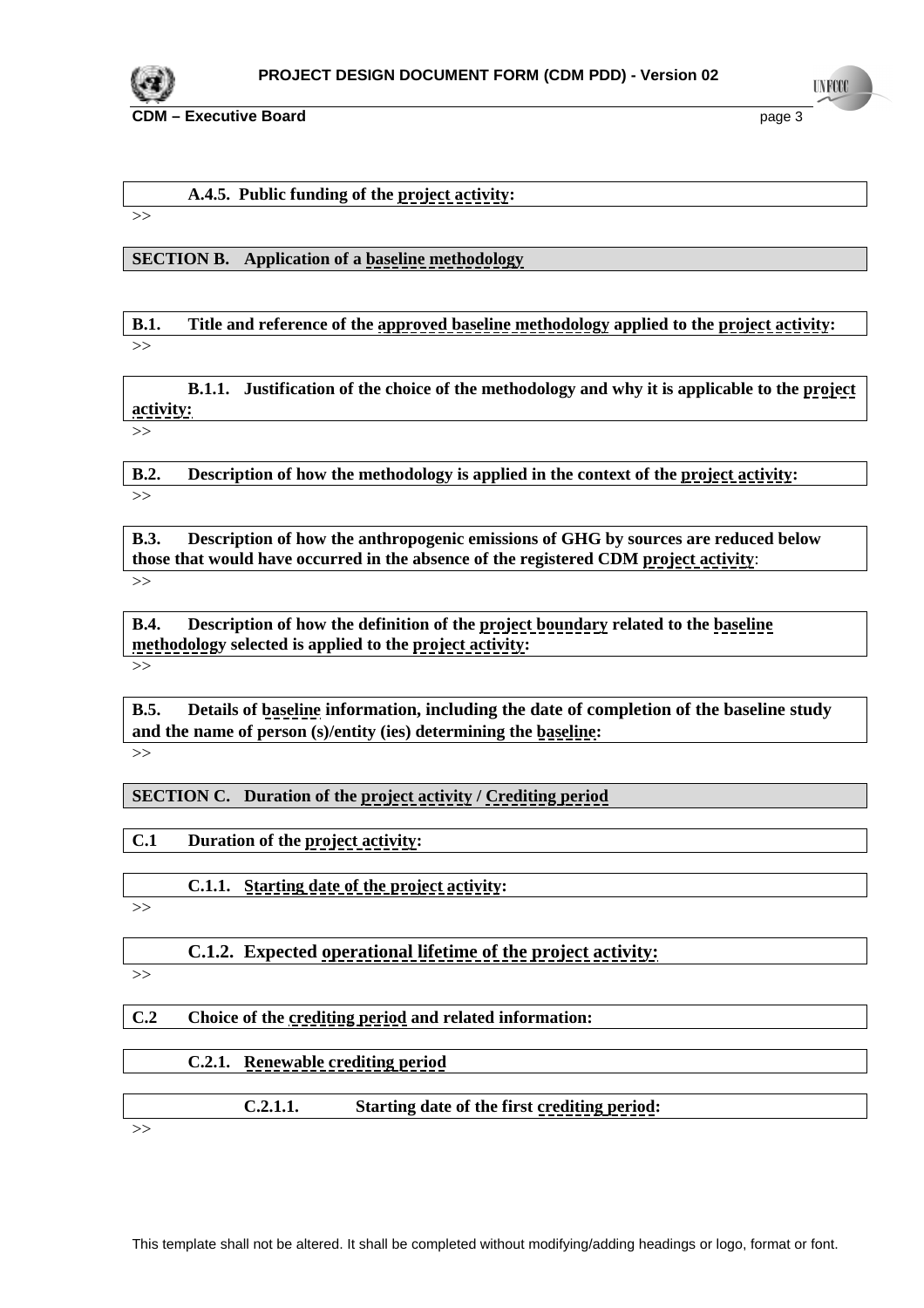**A.4.5. Public funding of the project activity:**

>>

## SECTION B. Application of a baseline methodology

**B.1. Title and reference of the approved baseline methodology applied to the project activity:**

>>

**B.1.1. Justification of the choice of the methodology and why it is applicable to the project activity:**

>>

**B.2. Description of how the methodology is applied in the context of the project activity:**

>>

**B.3. Description of how the anthropogenic emissions of GHG by sources are reduced below those that would have occurred in the absence of the registered CDM project activity:**

>>

**B.4. Description of how the definition of the project boundary related to the baseline methodology selected is applied to the project activity:**

>>

**B.5. Details of baseline information, including the date of completion of the baseline study and the name of person (s)/entity (ies) determining the baseline:**

>>

## SECTION C. Duration of the project activity / Crediting period

**C.1 Duration of the project activity:**

**C.1.1. Starting date of the project activity:**

>>

**C.1.2. Expected operational lifetime of the project activity:**

>>

**C.2 Choice of the crediting period and related information:**

**C.2.1. Renewable crediting period**

**C.2.1.1. Starting date of the first crediting period:**

>>

This template shall not be altered. It shall be completed without modifying/adding headings or logo, format or font.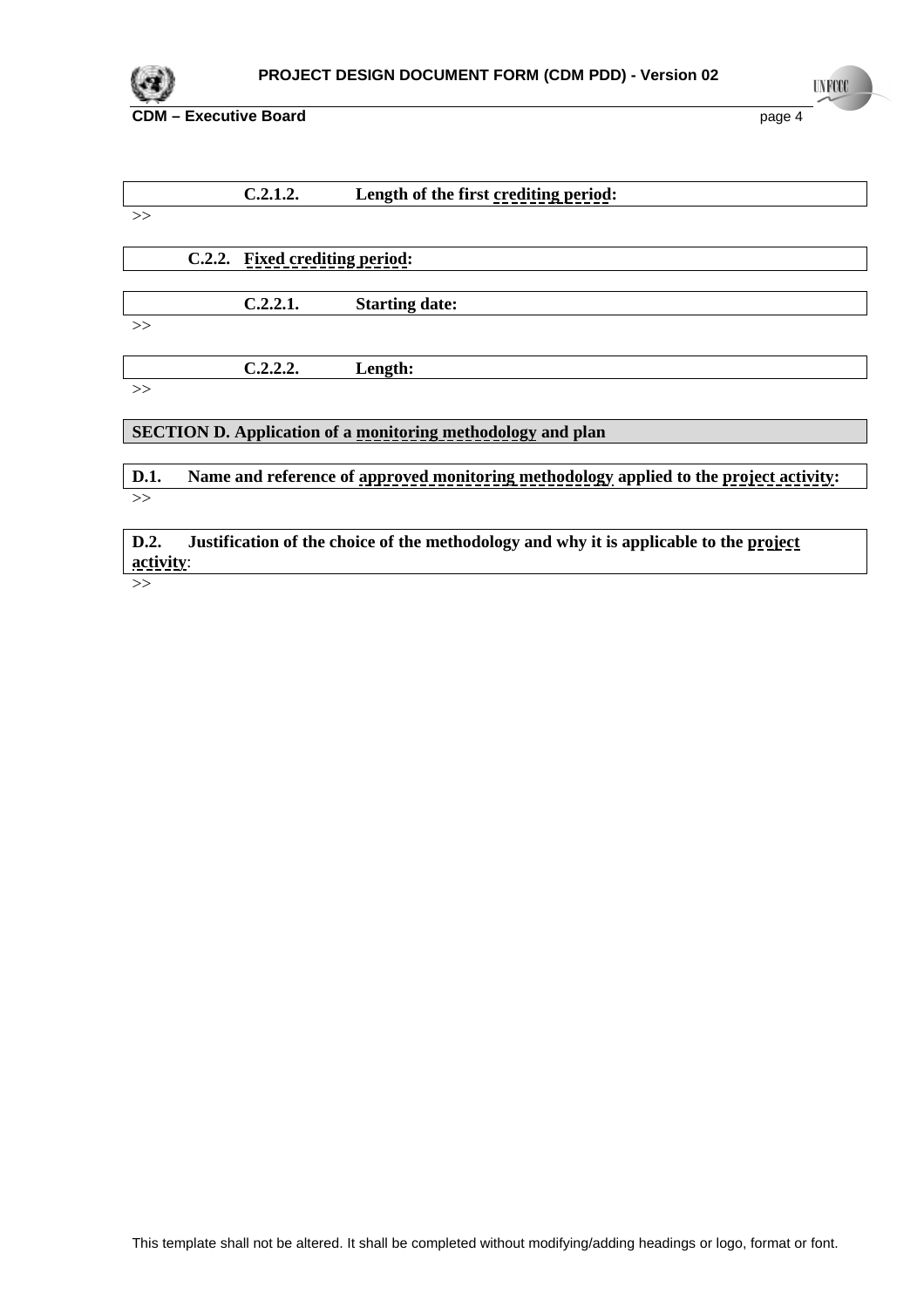#### C.2.1.2. Length of the first crediting period:

>>

### C.2.2. Fixed crediting period:

#### C.2.2.1. Starting date:

>>

#### C.2.2.2. Length:

>>

## SECTION D. Application of a monitoring methodology and plan

### D.1. Name and reference of approved monitoring methodology applied to the project activity:

>>

### D.2. Justification of the choice of the methodology and why it is applicable to the project activity:

>>

This template shall not be altered. It shall be completed without modifying/adding headings or logo, format or font.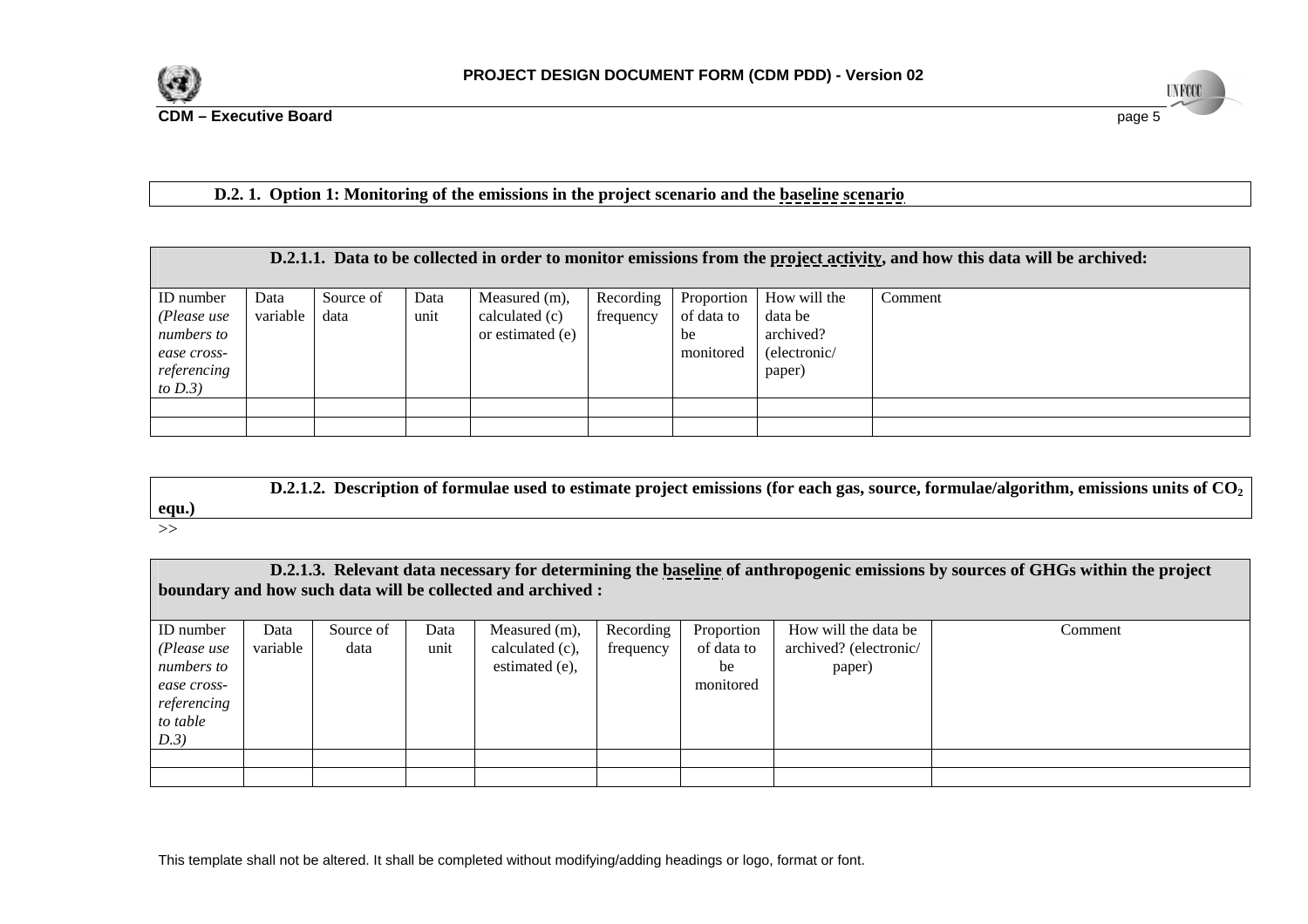**D.2. 1. Option 1: Monitoring of the emissions in the project scenario and the baseline scenario**

**D.2.1.1. Data to be collected in order to monitor emissions from the project activity, and how this data will be archived:**

| ID number *(Please use numbers to ease cross-referencing to D.3)* | Data variable | Source of data | Data unit | Measured (m), calculated (c) or estimated (e) | Recording frequency | Proportion of data to be monitored | How will the data be archived? (electronic/ paper) | Comment |
|---|---|---|---|---|---|---|---|---|
| | | | | | | | | |
| | | | | | | | | |

**D.2.1.2. Description of formulae used to estimate project emissions (for each gas, source, formulae/algorithm, emissions units of $CO_2$ equ.)**

>>

**D.2.1.3. Relevant data necessary for determining the baseline of anthropogenic emissions by sources of GHGs within the project boundary and how such data will be collected and archived :**

| ID number *(Please use numbers to ease cross-referencing to table D.3)* | Data variable | Source of data | Data unit | Measured (m), calculated (c), estimated (e), | Recording frequency | Proportion of data to be monitored | How will the data be archived? (electronic/ paper) | Comment |
|---|---|---|---|---|---|---|---|---|
| | | | | | | | | |
| | | | | | | | | |

This template shall not be altered. It shall be completed without modifying/adding headings or logo, format or font.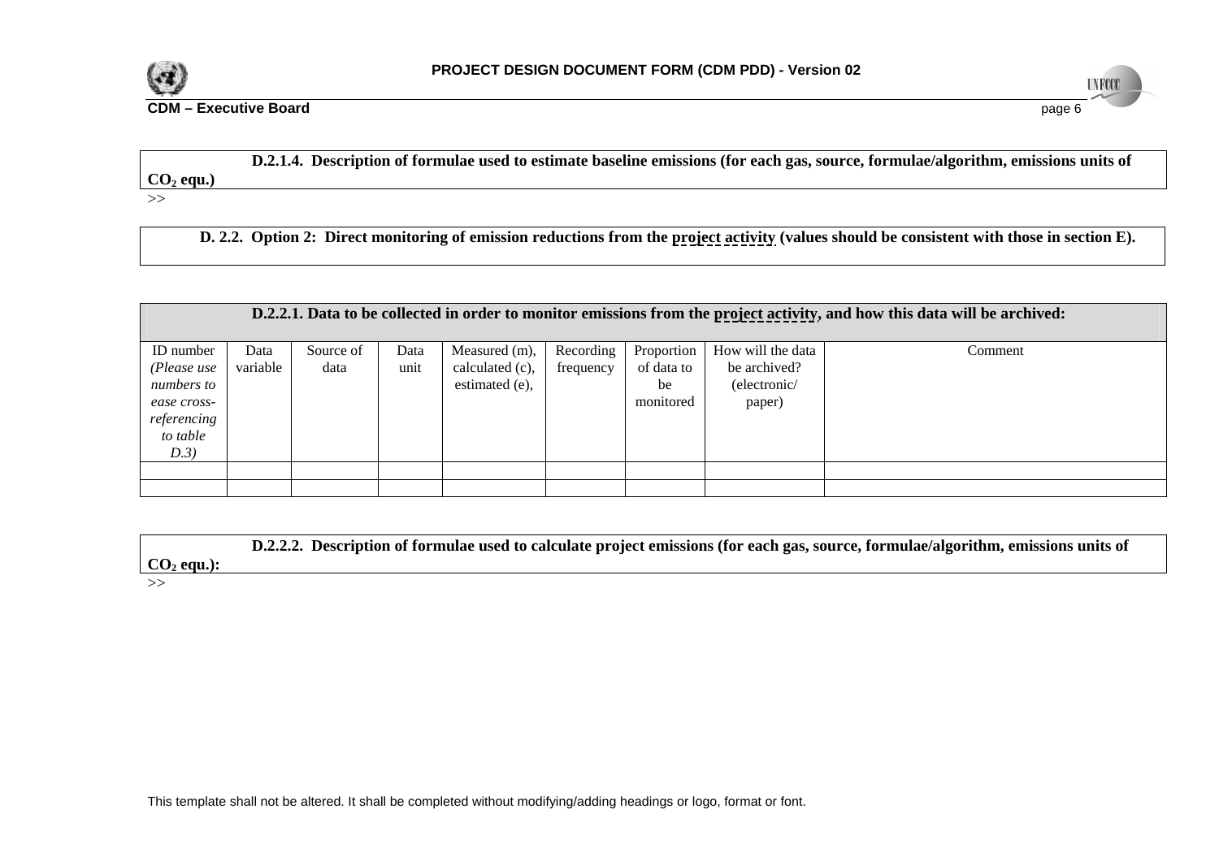**D.2.1.4. Description of formulae used to estimate baseline emissions (for each gas, source, formulae/algorithm, emissions units of $CO_2$ equ.)**

>>

**D. 2.2. Option 2: Direct monitoring of emission reductions from the project activity (values should be consistent with those in section E).**

| **D.2.2.1. Data to be collected in order to monitor emissions from the project activity, and how this data will be archived:** | | | | | | | | |
|---|---|---|---|---|---|---|---|---|
| ID number *(Please use numbers to ease cross-referencing to table D.3)* | Data variable | Source of data | Data unit | Measured (m), calculated (c), estimated (e), | Recording frequency | Proportion of data to be monitored | How will the data be archived? (electronic/ paper) | Comment |
| | | | | | | | | |
| | | | | | | | | |

**D.2.2.2. Description of formulae used to calculate project emissions (for each gas, source, formulae/algorithm, emissions units of $CO_2$ equ.):**

>>

This template shall not be altered. It shall be completed without modifying/adding headings or logo, format or font.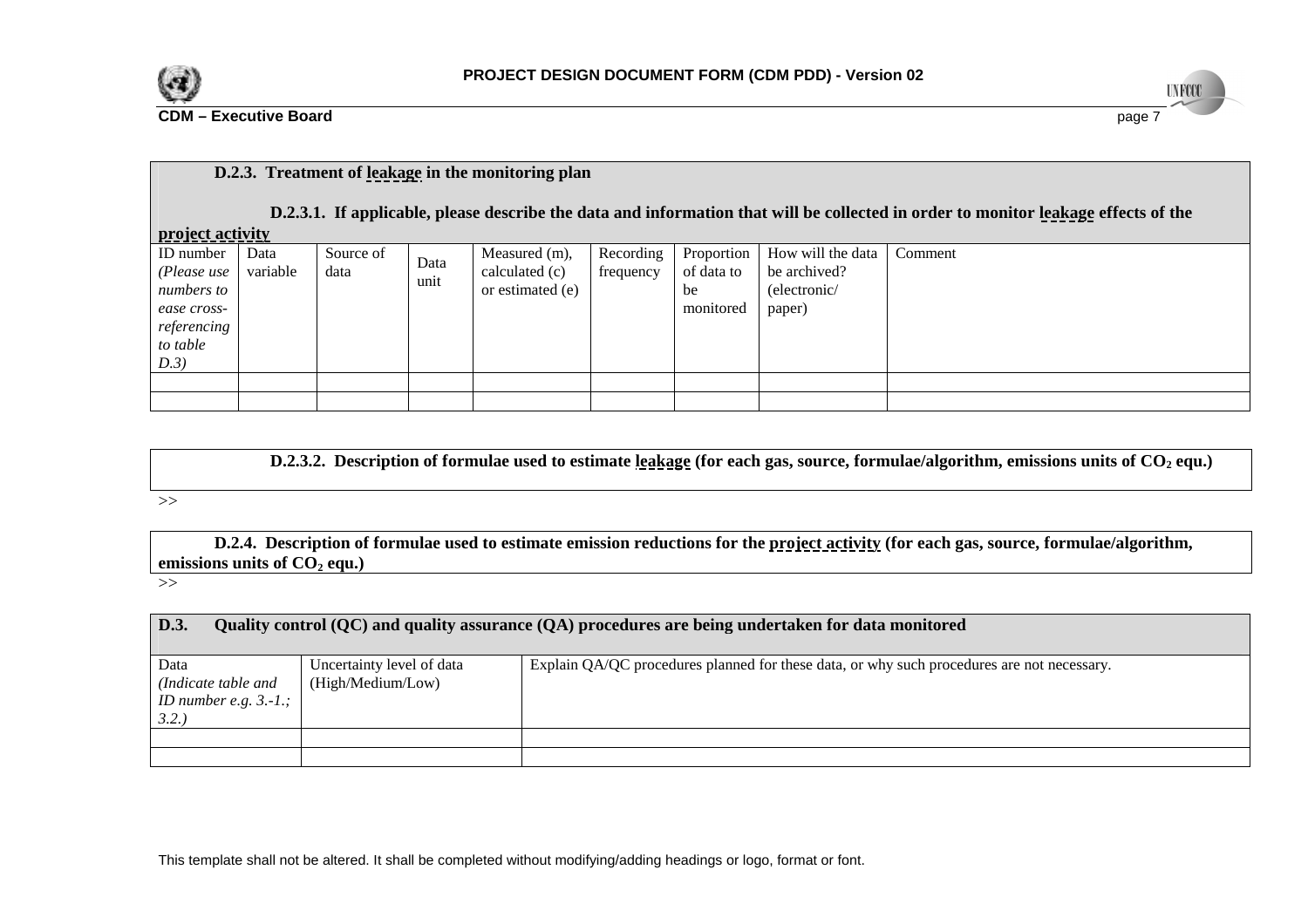**D.2.3. Treatment of leakage in the monitoring plan**

**D.2.3.1. If applicable, please describe the data and information that will be collected in order to monitor leakage effects of the project activity**

| ID number *(Please use numbers to ease cross-referencing to table D.3)* | Data variable | Source of data | Data unit | Measured (m), calculated (c) or estimated (e) | Recording frequency | Proportion of data to be monitored | How will the data be archived? (electronic/ paper) | Comment |
|---|---|---|---|---|---|---|---|---|
| | | | | | | | | |
| | | | | | | | | |

**D.2.3.2. Description of formulae used to estimate leakage (for each gas, source, formulae/algorithm, emissions units of $CO_2$ equ.)**

>>

**D.2.4. Description of formulae used to estimate emission reductions for the project activity (for each gas, source, formulae/algorithm, emissions units of $CO_2$ equ.)**

>>

**D.3. Quality control (QC) and quality assurance (QA) procedures are being undertaken for data monitored**

| Data *(Indicate table and ID number e.g. 3.-1.; 3.2.)* | Uncertainty level of data (High/Medium/Low) | Explain QA/QC procedures planned for these data, or why such procedures are not necessary. |
|---|---|---|
| | | |
| | | |

This template shall not be altered. It shall be completed without modifying/adding headings or logo, format or font.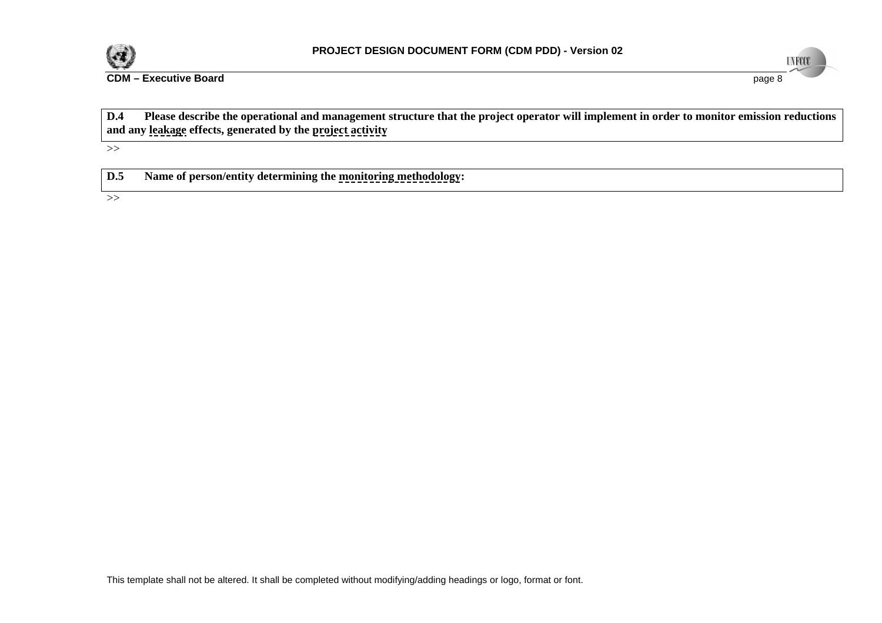**D.4 Please describe the operational and management structure that the project operator will implement in order to monitor emission reductions and any leakage effects, generated by the project activity**

>>

**D.5 Name of person/entity determining the monitoring methodology:**

>>

This template shall not be altered. It shall be completed without modifying/adding headings or logo, format or font.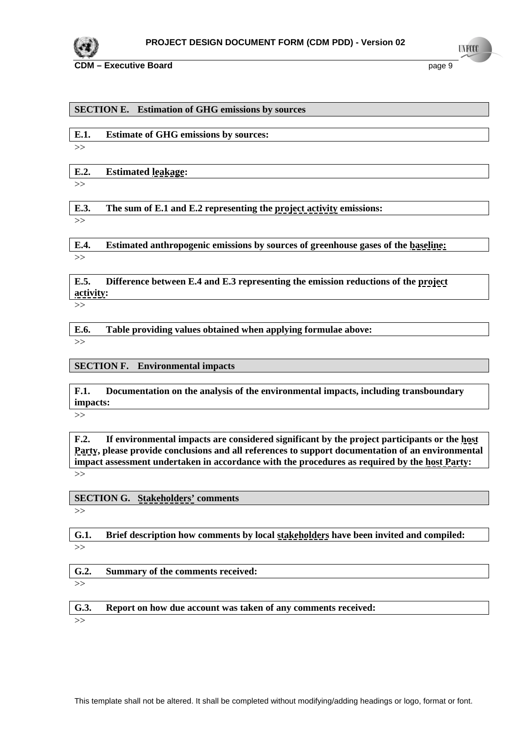## SECTION E. Estimation of GHG emissions by sources

### E.1. Estimate of GHG emissions by sources:

>>

### E.2. Estimated leakage:

>>

### E.3. The sum of E.1 and E.2 representing the project activity emissions:

>>

### E.4. Estimated anthropogenic emissions by sources of greenhouse gases of the baseline:

>>

### E.5. Difference between E.4 and E.3 representing the emission reductions of the project activity:

>>

### E.6. Table providing values obtained when applying formulae above:

>>

## SECTION F. Environmental impacts

### F.1. Documentation on the analysis of the environmental impacts, including transboundary impacts:

>>

### F.2. If environmental impacts are considered significant by the project participants or the host Party, please provide conclusions and all references to support documentation of an environmental impact assessment undertaken in accordance with the procedures as required by the host Party:

>>

## SECTION G. Stakeholders' comments

>>

### G.1. Brief description how comments by local stakeholders have been invited and compiled:

>>

### G.2. Summary of the comments received:

>>

### G.3. Report on how due account was taken of any comments received:

>>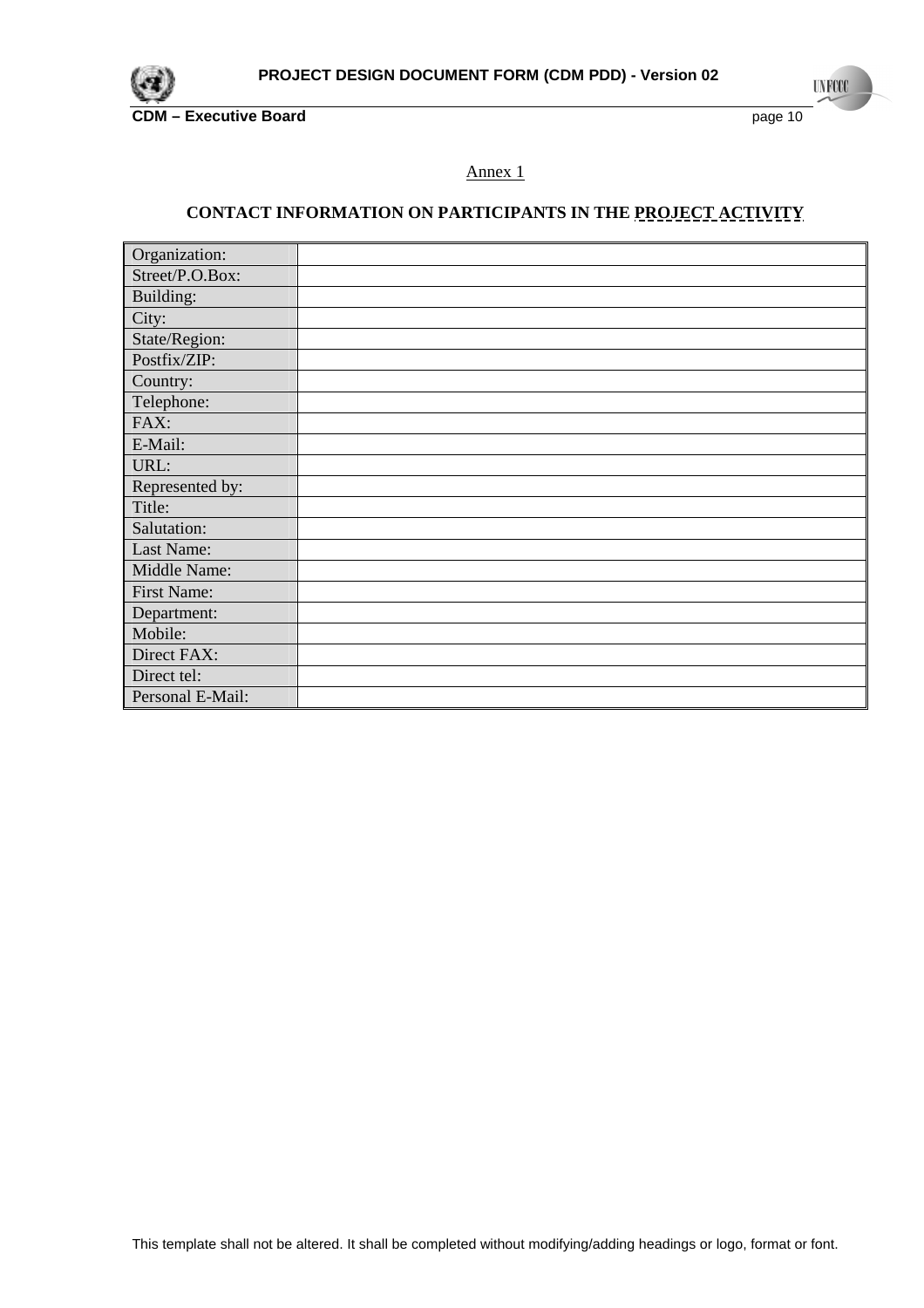Annex 1

## CONTACT INFORMATION ON PARTICIPANTS IN THE PROJECT ACTIVITY

| | |
|---|---|
| Organization: | |
| Street/P.O.Box: | |
| Building: | |
| City: | |
| State/Region: | |
| Postfix/ZIP: | |
| Country: | |
| Telephone: | |
| FAX: | |
| E-Mail: | |
| URL: | |
| Represented by: | |
| Title: | |
| Salutation: | |
| Last Name: | |
| Middle Name: | |
| First Name: | |
| Department: | |
| Mobile: | |
| Direct FAX: | |
| Direct tel: | |
| Personal E-Mail: | |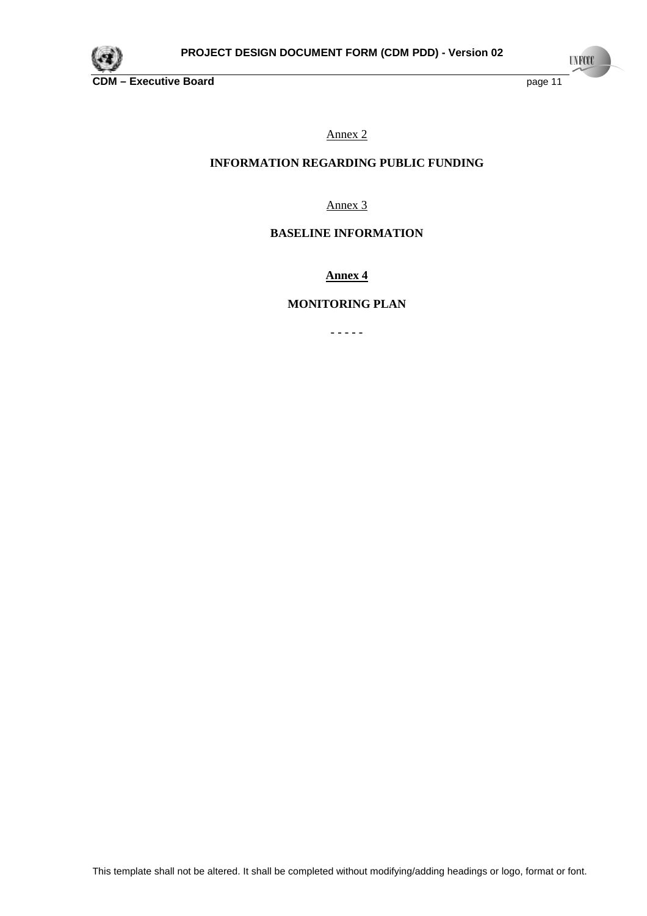Annex 2

**INFORMATION REGARDING PUBLIC FUNDING**

Annex 3

**BASELINE INFORMATION**

**Annex 4**

**MONITORING PLAN**

- - - - -

This template shall not be altered. It shall be completed without modifying/adding headings or logo, format or font.